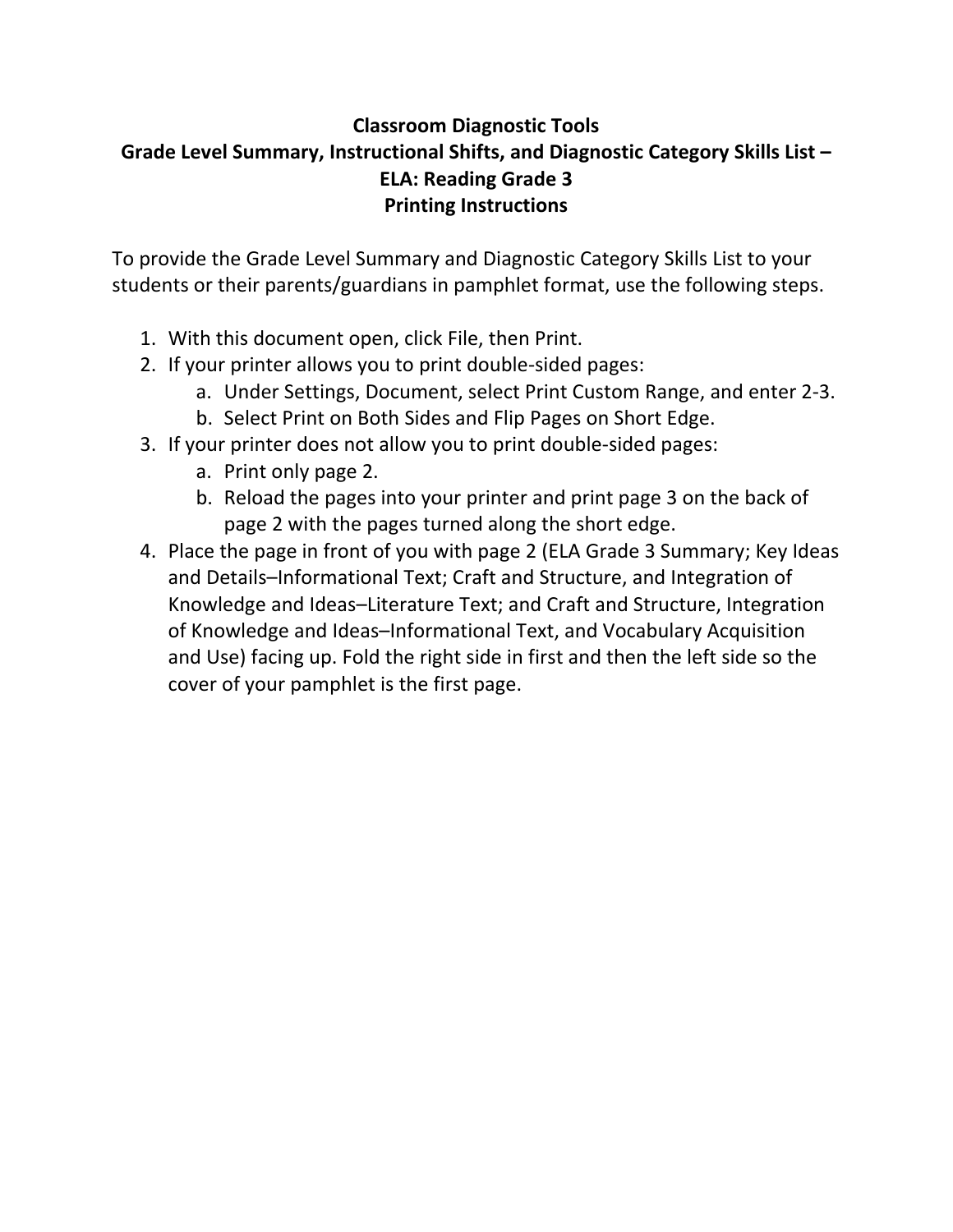# Classroom Diagnostic Tools
## Grade Level Summary, Instructional Shifts, and Diagnostic Category Skills List – ELA: Reading Grade 3
## Printing Instructions

To provide the Grade Level Summary and Diagnostic Category Skills List to your students or their parents/guardians in pamphlet format, use the following steps.

1. With this document open, click File, then Print.
2. If your printer allows you to print double-sided pages:
   a. Under Settings, Document, select Print Custom Range, and enter 2-3.
   b. Select Print on Both Sides and Flip Pages on Short Edge.
3. If your printer does not allow you to print double-sided pages:
   a. Print only page 2.
   b. Reload the pages into your printer and print page 3 on the back of page 2 with the pages turned along the short edge.
4. Place the page in front of you with page 2 (ELA Grade 3 Summary; Key Ideas and Details–Informational Text; Craft and Structure, and Integration of Knowledge and Ideas–Literature Text; and Craft and Structure, Integration of Knowledge and Ideas–Informational Text, and Vocabulary Acquisition and Use) facing up. Fold the right side in first and then the left side so the cover of your pamphlet is the first page.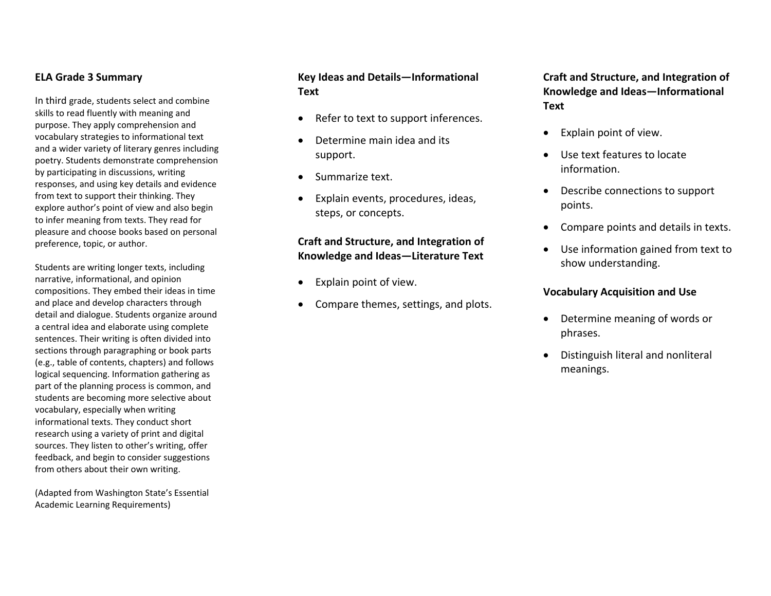## ELA Grade 3 Summary

In third grade, students select and combine skills to read fluently with meaning and purpose. They apply comprehension and vocabulary strategies to informational text and a wider variety of literary genres including poetry. Students demonstrate comprehension by participating in discussions, writing responses, and using key details and evidence from text to support their thinking. They explore author's point of view and also begin to infer meaning from texts. They read for pleasure and choose books based on personal preference, topic, or author.

Students are writing longer texts, including narrative, informational, and opinion compositions. They embed their ideas in time and place and develop characters through detail and dialogue. Students organize around a central idea and elaborate using complete sentences. Their writing is often divided into sections through paragraphing or book parts (e.g., table of contents, chapters) and follows logical sequencing. Information gathering as part of the planning process is common, and students are becoming more selective about vocabulary, especially when writing informational texts. They conduct short research using a variety of print and digital sources. They listen to other's writing, offer feedback, and begin to consider suggestions from others about their own writing.

(Adapted from Washington State's Essential Academic Learning Requirements)

### Key Ideas and Details—Informational Text

- Refer to text to support inferences.
- Determine main idea and its support.
- Summarize text.
- Explain events, procedures, ideas, steps, or concepts.

### Craft and Structure, and Integration of Knowledge and Ideas—Literature Text

- Explain point of view.
- Compare themes, settings, and plots.

### Craft and Structure, and Integration of Knowledge and Ideas—Informational Text

- Explain point of view.
- Use text features to locate information.
- Describe connections to support points.
- Compare points and details in texts.
- Use information gained from text to show understanding.

### Vocabulary Acquisition and Use

- Determine meaning of words or phrases.
- Distinguish literal and nonliteral meanings.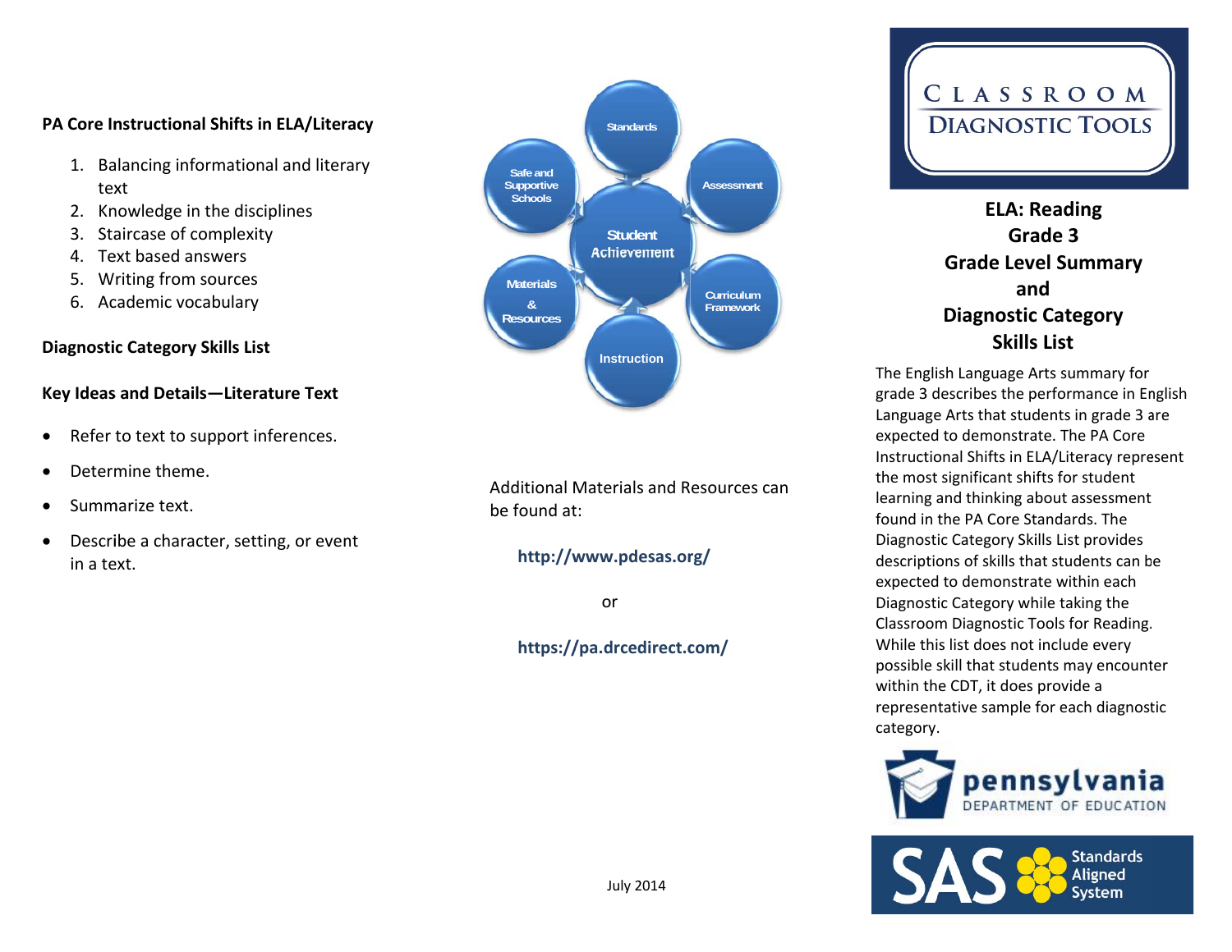**PA Core Instructional Shifts in ELA/Literacy**

1. Balancing informational and literary text
2. Knowledge in the disciplines
3. Staircase of complexity
4. Text based answers
5. Writing from sources
6. Academic vocabulary

**Diagnostic Category Skills List**

**Key Ideas and Details—Literature Text**

- Refer to text to support inferences.
- Determine theme.
- Summarize text.
- Describe a character, setting, or event in a text.

Standards

Safe and Supportive Schools

Assessment

Student Achievement

Materials & Resources

Curriculum Framework

Instruction

Additional Materials and Resources can be found at:

**http://www.pdesas.org/**

or

**https://pa.drcedirect.com/**

July 2014

CLASSROOM DIAGNOSTIC TOOLS

**ELA: Reading**
**Grade 3**
**Grade Level Summary**
**and**
**Diagnostic Category**
**Skills List**

The English Language Arts summary for grade 3 describes the performance in English Language Arts that students in grade 3 are expected to demonstrate. The PA Core Instructional Shifts in ELA/Literacy represent the most significant shifts for student learning and thinking about assessment found in the PA Core Standards. The Diagnostic Category Skills List provides descriptions of skills that students can be expected to demonstrate within each Diagnostic Category while taking the Classroom Diagnostic Tools for Reading. While this list does not include every possible skill that students may encounter within the CDT, it does provide a representative sample for each diagnostic category.

pennsylvania DEPARTMENT OF EDUCATION

SAS Standards Aligned System